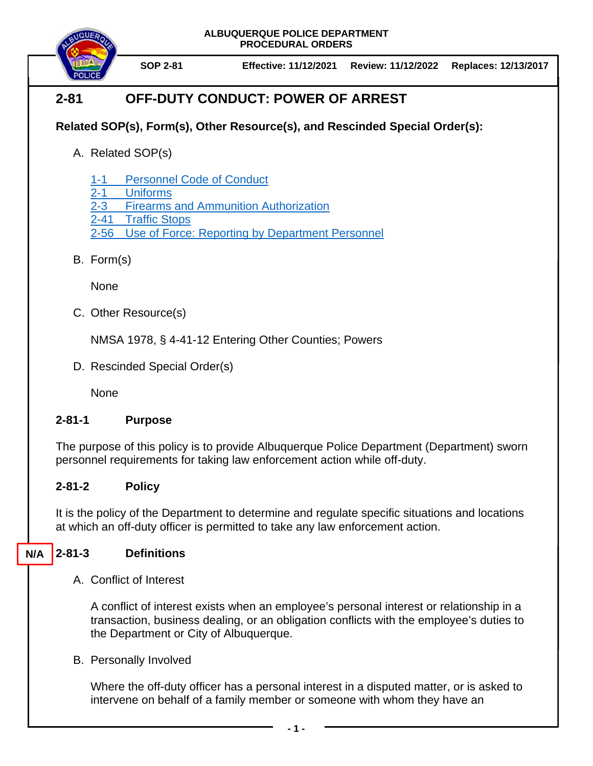ALBUQUERQUE POLICE DEPARTMENT
PROCEDURAL ORDERS

**SOP 2-81** **Effective: 11/12/2021** **Review: 11/12/2022** **Replaces: 12/13/2017**

# 2-81 OFF-DUTY CONDUCT: POWER OF ARREST

**Related SOP(s), Form(s), Other Resource(s), and Rescinded Special Order(s):**

A. Related SOP(s)

1-1 Personnel Code of Conduct
2-1 Uniforms
2-3 Firearms and Ammunition Authorization
2-41 Traffic Stops
2-56 Use of Force: Reporting by Department Personnel

B. Form(s)

None

C. Other Resource(s)

NMSA 1978, § 4-41-12 Entering Other Counties; Powers

D. Rescinded Special Order(s)

None

## 2-81-1 Purpose

The purpose of this policy is to provide Albuquerque Police Department (Department) sworn personnel requirements for taking law enforcement action while off-duty.

## 2-81-2 Policy

It is the policy of the Department to determine and regulate specific situations and locations at which an off-duty officer is permitted to take any law enforcement action.

## N/A 2-81-3 Definitions

A. Conflict of Interest

A conflict of interest exists when an employee's personal interest or relationship in a transaction, business dealing, or an obligation conflicts with the employee's duties to the Department or City of Albuquerque.

B. Personally Involved

Where the off-duty officer has a personal interest in a disputed matter, or is asked to intervene on behalf of a family member or someone with whom they have an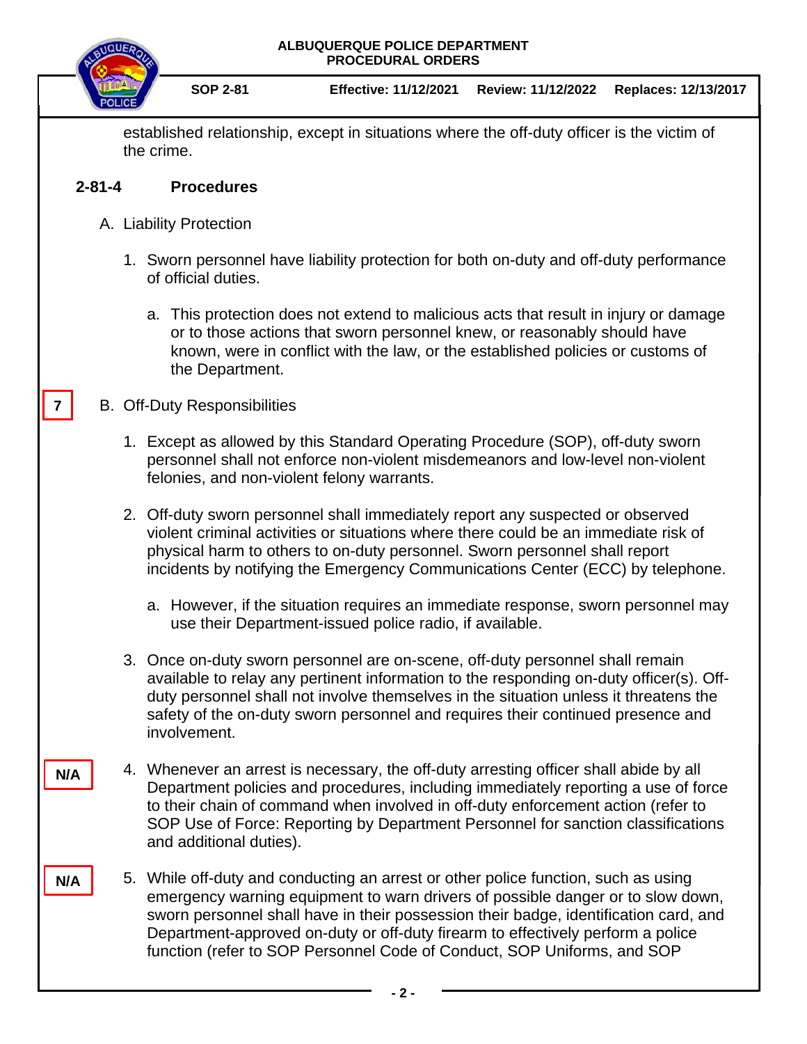established relationship, except in situations where the off-duty officer is the victim of the crime.

## 2-81-4 Procedures

A. Liability Protection

1. Sworn personnel have liability protection for both on-duty and off-duty performance of official duties.

   a. This protection does not extend to malicious acts that result in injury or damage or to those actions that sworn personnel knew, or reasonably should have known, were in conflict with the law, or the established policies or customs of the Department.

7

B. Off-Duty Responsibilities

1. Except as allowed by this Standard Operating Procedure (SOP), off-duty sworn personnel shall not enforce non-violent misdemeanors and low-level non-violent felonies, and non-violent felony warrants.

2. Off-duty sworn personnel shall immediately report any suspected or observed violent criminal activities or situations where there could be an immediate risk of physical harm to others to on-duty personnel. Sworn personnel shall report incidents by notifying the Emergency Communications Center (ECC) by telephone.

   a. However, if the situation requires an immediate response, sworn personnel may use their Department-issued police radio, if available.

3. Once on-duty sworn personnel are on-scene, off-duty personnel shall remain available to relay any pertinent information to the responding on-duty officer(s). Off-duty personnel shall not involve themselves in the situation unless it threatens the safety of the on-duty sworn personnel and requires their continued presence and involvement.

N/A

4. Whenever an arrest is necessary, the off-duty arresting officer shall abide by all Department policies and procedures, including immediately reporting a use of force to their chain of command when involved in off-duty enforcement action (refer to SOP Use of Force: Reporting by Department Personnel for sanction classifications and additional duties).

N/A

5. While off-duty and conducting an arrest or other police function, such as using emergency warning equipment to warn drivers of possible danger or to slow down, sworn personnel shall have in their possession their badge, identification card, and Department-approved on-duty or off-duty firearm to effectively perform a police function (refer to SOP Personnel Code of Conduct, SOP Uniforms, and SOP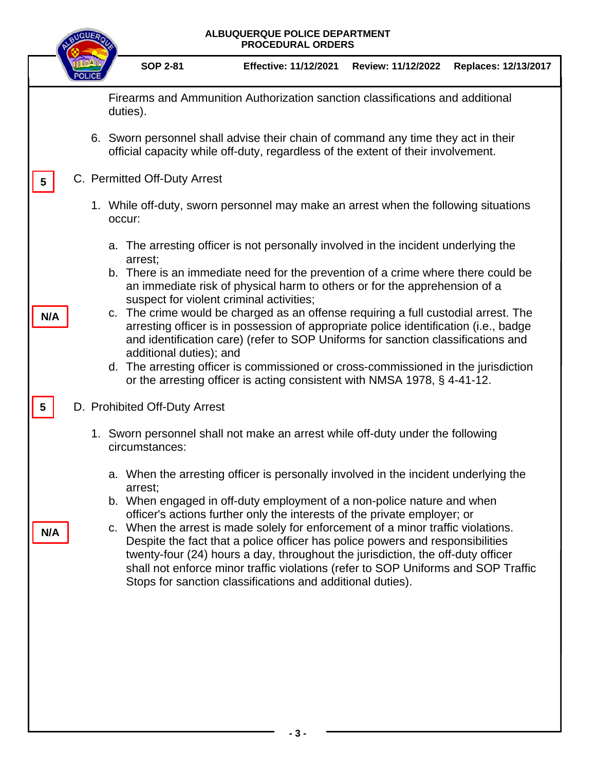Firearms and Ammunition Authorization sanction classifications and additional duties).

6. Sworn personnel shall advise their chain of command any time they act in their official capacity while off-duty, regardless of the extent of their involvement.

5

C. Permitted Off-Duty Arrest

1. While off-duty, sworn personnel may make an arrest when the following situations occur:

   a. The arresting officer is not personally involved in the incident underlying the arrest;
   b. There is an immediate need for the prevention of a crime where there could be an immediate risk of physical harm to others or for the apprehension of a suspect for violent criminal activities;
   c. The crime would be charged as an offense requiring a full custodial arrest. The arresting officer is in possession of appropriate police identification (i.e., badge and identification care) (refer to SOP Uniforms for sanction classifications and additional duties); and
   d. The arresting officer is commissioned or cross-commissioned in the jurisdiction or the arresting officer is acting consistent with NMSA 1978, § 4-41-12.

N/A

5

D. Prohibited Off-Duty Arrest

1. Sworn personnel shall not make an arrest while off-duty under the following circumstances:

   a. When the arresting officer is personally involved in the incident underlying the arrest;
   b. When engaged in off-duty employment of a non-police nature and when officer's actions further only the interests of the private employer; or
   c. When the arrest is made solely for enforcement of a minor traffic violations. Despite the fact that a police officer has police powers and responsibilities twenty-four (24) hours a day, throughout the jurisdiction, the off-duty officer shall not enforce minor traffic violations (refer to SOP Uniforms and SOP Traffic Stops for sanction classifications and additional duties).

N/A